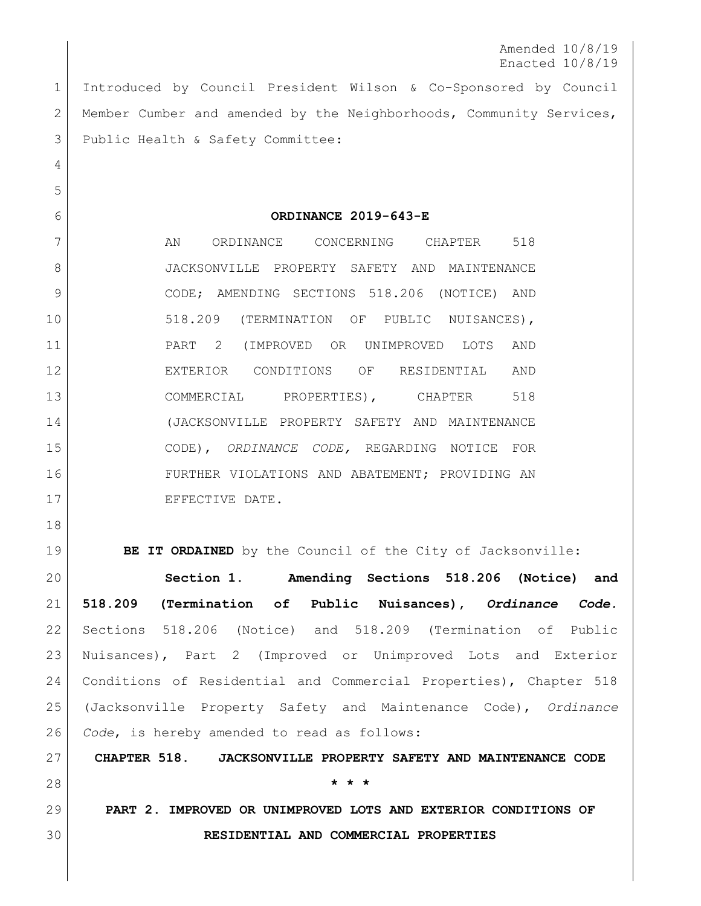Amended 10/8/19
Enacted 10/8/19

Introduced by Council President Wilson & Co-Sponsored by Council Member Cumber and amended by the Neighborhoods, Community Services, Public Health & Safety Committee:

**ORDINANCE 2019-643-E**

AN ORDINANCE CONCERNING CHAPTER 518 JACKSONVILLE PROPERTY SAFETY AND MAINTENANCE CODE; AMENDING SECTIONS 518.206 (NOTICE) AND 518.209 (TERMINATION OF PUBLIC NUISANCES), PART 2 (IMPROVED OR UNIMPROVED LOTS AND EXTERIOR CONDITIONS OF RESIDENTIAL AND COMMERCIAL PROPERTIES), CHAPTER 518 (JACKSONVILLE PROPERTY SAFETY AND MAINTENANCE CODE), *ORDINANCE CODE,* REGARDING NOTICE FOR FURTHER VIOLATIONS AND ABATEMENT; PROVIDING AN EFFECTIVE DATE.

**BE IT ORDAINED** by the Council of the City of Jacksonville:

**Section 1. Amending Sections 518.206 (Notice) and 518.209 (Termination of Public Nuisances), *Ordinance Code.*** Sections 518.206 (Notice) and 518.209 (Termination of Public Nuisances), Part 2 (Improved or Unimproved Lots and Exterior Conditions of Residential and Commercial Properties), Chapter 518 (Jacksonville Property Safety and Maintenance Code), *Ordinance Code*, is hereby amended to read as follows:

**CHAPTER 518. JACKSONVILLE PROPERTY SAFETY AND MAINTENANCE CODE**

**\* \* \***

**PART 2. IMPROVED OR UNIMPROVED LOTS AND EXTERIOR CONDITIONS OF RESIDENTIAL AND COMMERCIAL PROPERTIES**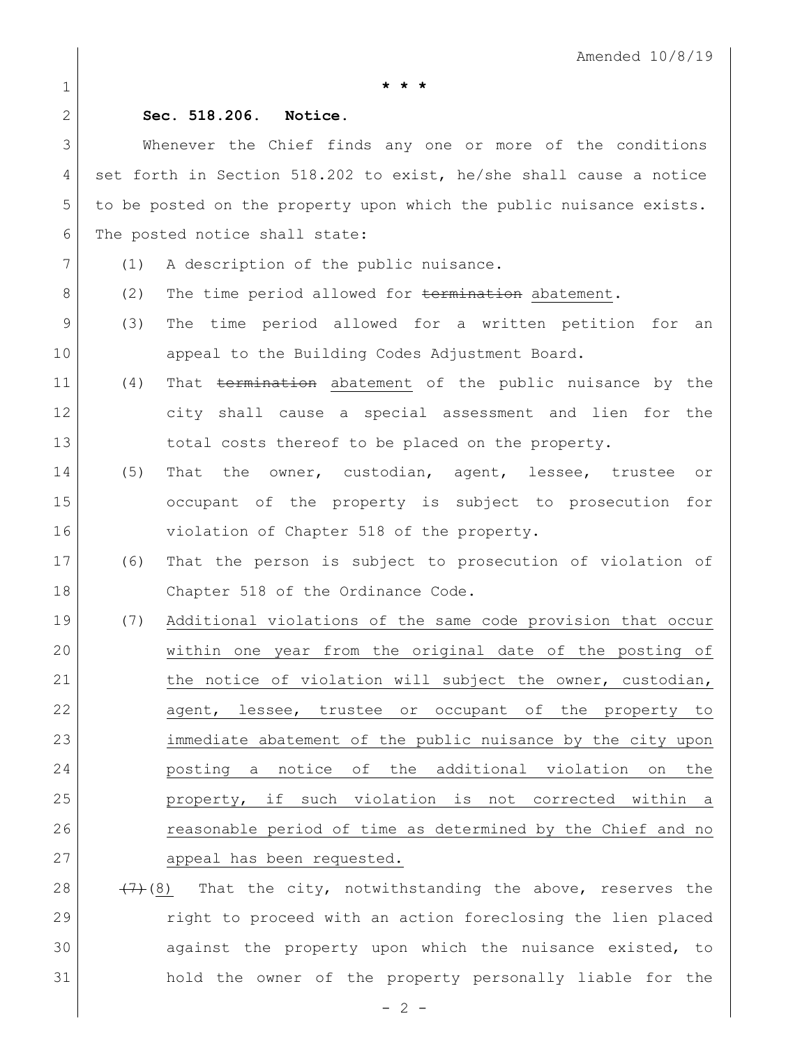\* \* \*

**Sec. 518.206. Notice.**

Whenever the Chief finds any one or more of the conditions set forth in Section 518.202 to exist, he/she shall cause a notice to be posted on the property upon which the public nuisance exists. The posted notice shall state:

(1) A description of the public nuisance.

(2) The time period allowed for ~~termination~~ <u>abatement</u>.

(3) The time period allowed for a written petition for an appeal to the Building Codes Adjustment Board.

(4) That ~~termination~~ <u>abatement</u> of the public nuisance by the city shall cause a special assessment and lien for the total costs thereof to be placed on the property.

(5) That the owner, custodian, agent, lessee, trustee or occupant of the property is subject to prosecution for violation of Chapter 518 of the property.

(6) That the person is subject to prosecution of violation of Chapter 518 of the Ordinance Code.

<u>(7) Additional violations of the same code provision that occur within one year from the original date of the posting of the notice of violation will subject the owner, custodian, agent, lessee, trustee or occupant of the property to immediate abatement of the public nuisance by the city upon posting a notice of the additional violation on the property, if such violation is not corrected within a reasonable period of time as determined by the Chief and no appeal has been requested.</u>

~~(7)~~<u>(8)</u> That the city, notwithstanding the above, reserves the right to proceed with an action foreclosing the lien placed against the property upon which the nuisance existed, to hold the owner of the property personally liable for the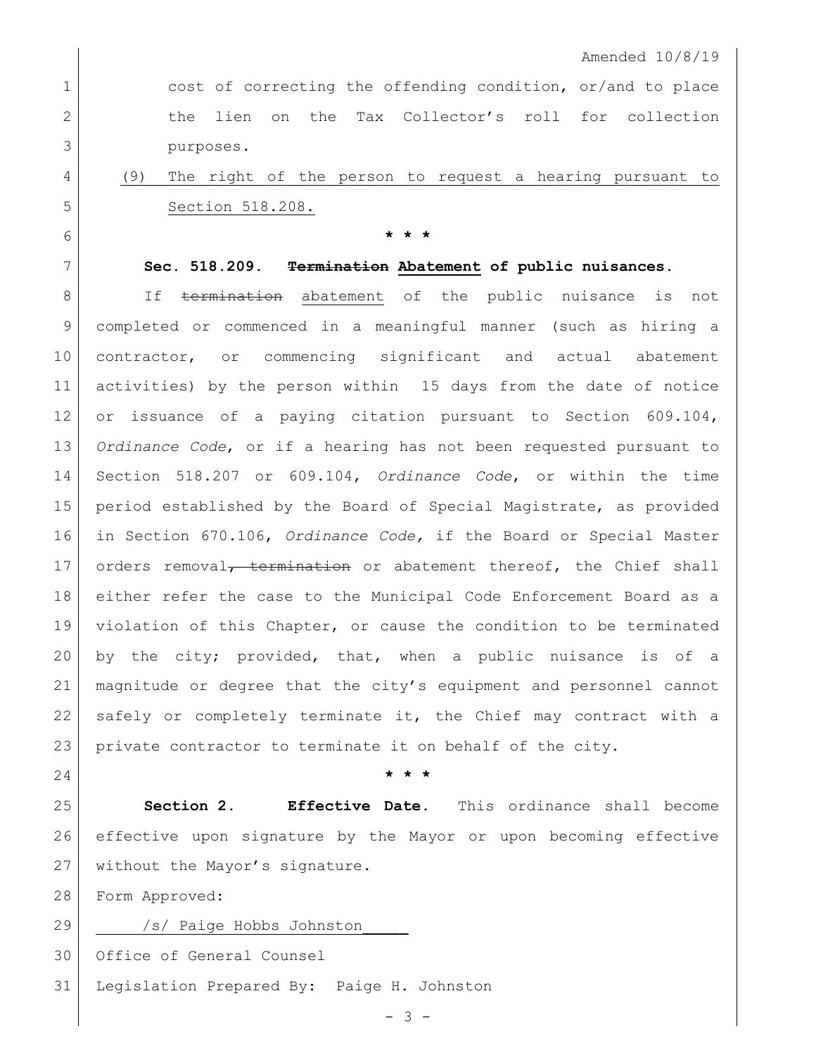cost of correcting the offending condition, or/and to place the lien on the Tax Collector's roll for collection purposes.

(9) The right of the person to request a hearing pursuant to Section 518.208.

\* \* \*

**Sec. 518.209. ~~Termination~~ Abatement of public nuisances.**

If ~~termination~~ abatement of the public nuisance is not completed or commenced in a meaningful manner (such as hiring a contractor, or commencing significant and actual abatement activities) by the person within 15 days from the date of notice or issuance of a paying citation pursuant to Section 609.104, *Ordinance Code*, or if a hearing has not been requested pursuant to Section 518.207 or 609.104, *Ordinance Code*, or within the time period established by the Board of Special Magistrate, as provided in Section 670.106, *Ordinance Code,* if the Board or Special Master orders removal~~, termination~~ or abatement thereof, the Chief shall either refer the case to the Municipal Code Enforcement Board as a violation of this Chapter, or cause the condition to be terminated by the city; provided, that, when a public nuisance is of a magnitude or degree that the city's equipment and personnel cannot safely or completely terminate it, the Chief may contract with a private contractor to terminate it on behalf of the city.

\* \* \*

**Section 2. Effective Date.** This ordinance shall become effective upon signature by the Mayor or upon becoming effective without the Mayor's signature.

Form Approved:

/s/ Paige Hobbs Johnston

Office of General Counsel

Legislation Prepared By: Paige H. Johnston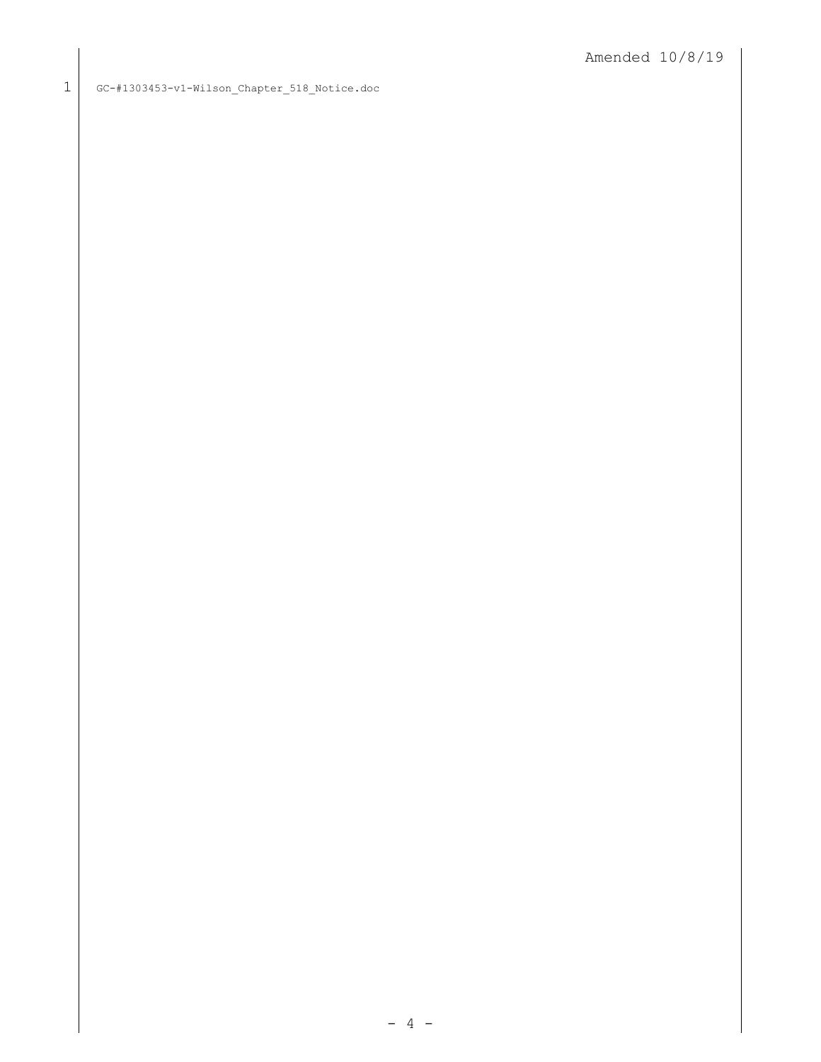GC-#1303453-v1-Wilson_Chapter_518_Notice.doc